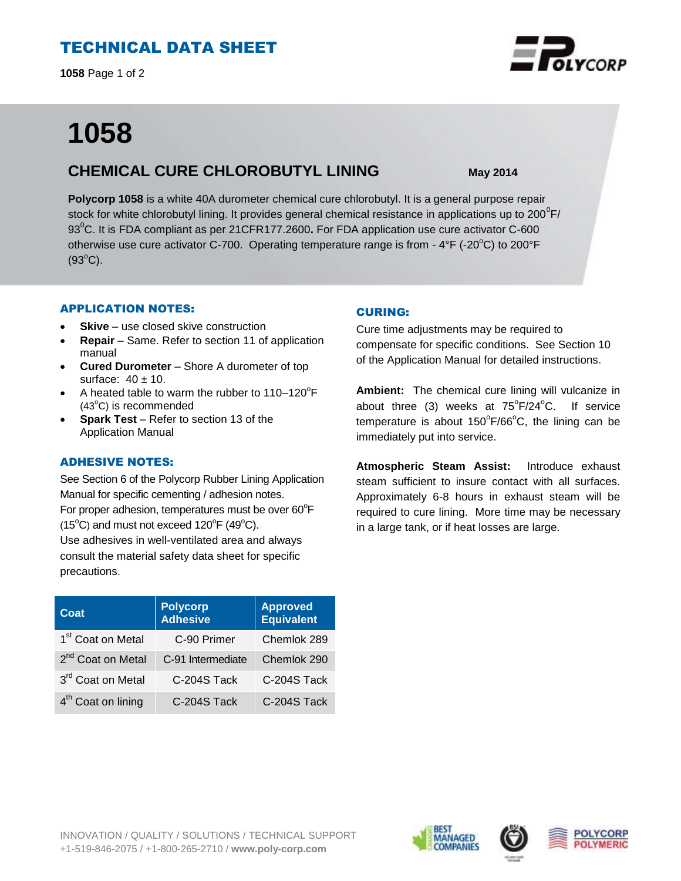# TECHNICAL DATA SHEET

# 1058

## CHEMICAL CURE CHLOROBUTYL LINING

**May 2014**

**Polycorp 1058** is a white 40A durometer chemical cure chlorobutyl. It is a general purpose repair stock for white chlorobutyl lining. It provides general chemical resistance in applications up to 200°F/ 93°C. It is FDA compliant as per 21CFR177.2600**.** For FDA application use cure activator C-600 otherwise use cure activator C-700. Operating temperature range is from - 4°F (-20°C) to 200°F (93°C).

### APPLICATION NOTES:

- **Skive** – use closed skive construction
- **Repair** – Same. Refer to section 11 of application manual
- **Cured Durometer** – Shore A durometer of top surface: 40 ± 10.
- A heated table to warm the rubber to 110–120°F (43°C) is recommended
- **Spark Test** – Refer to section 13 of the Application Manual

### ADHESIVE NOTES:

See Section 6 of the Polycorp Rubber Lining Application Manual for specific cementing / adhesion notes.
For proper adhesion, temperatures must be over 60°F (15°C) and must not exceed 120°F (49°C).
Use adhesives in well-ventilated area and always consult the material safety data sheet for specific precautions.

| Coat | Polycorp Adhesive | Approved Equivalent |
|---|---|---|
| 1st Coat on Metal | C-90 Primer | Chemlok 289 |
| 2nd Coat on Metal | C-91 Intermediate | Chemlok 290 |
| 3rd Coat on Metal | C-204S Tack | C-204S Tack |
| 4th Coat on lining | C-204S Tack | C-204S Tack |

### CURING:

Cure time adjustments may be required to compensate for specific conditions. See Section 10 of the Application Manual for detailed instructions.

**Ambient:** The chemical cure lining will vulcanize in about three (3) weeks at 75°F/24°C. If service temperature is about 150°F/66°C, the lining can be immediately put into service.

**Atmospheric Steam Assist:** Introduce exhaust steam sufficient to insure contact with all surfaces. Approximately 6-8 hours in exhaust steam will be required to cure lining. More time may be necessary in a large tank, or if heat losses are large.

INNOVATION / QUALITY / SOLUTIONS / TECHNICAL SUPPORT
+1-519-846-2075 / +1-800-265-2710 / **www.poly-corp.com**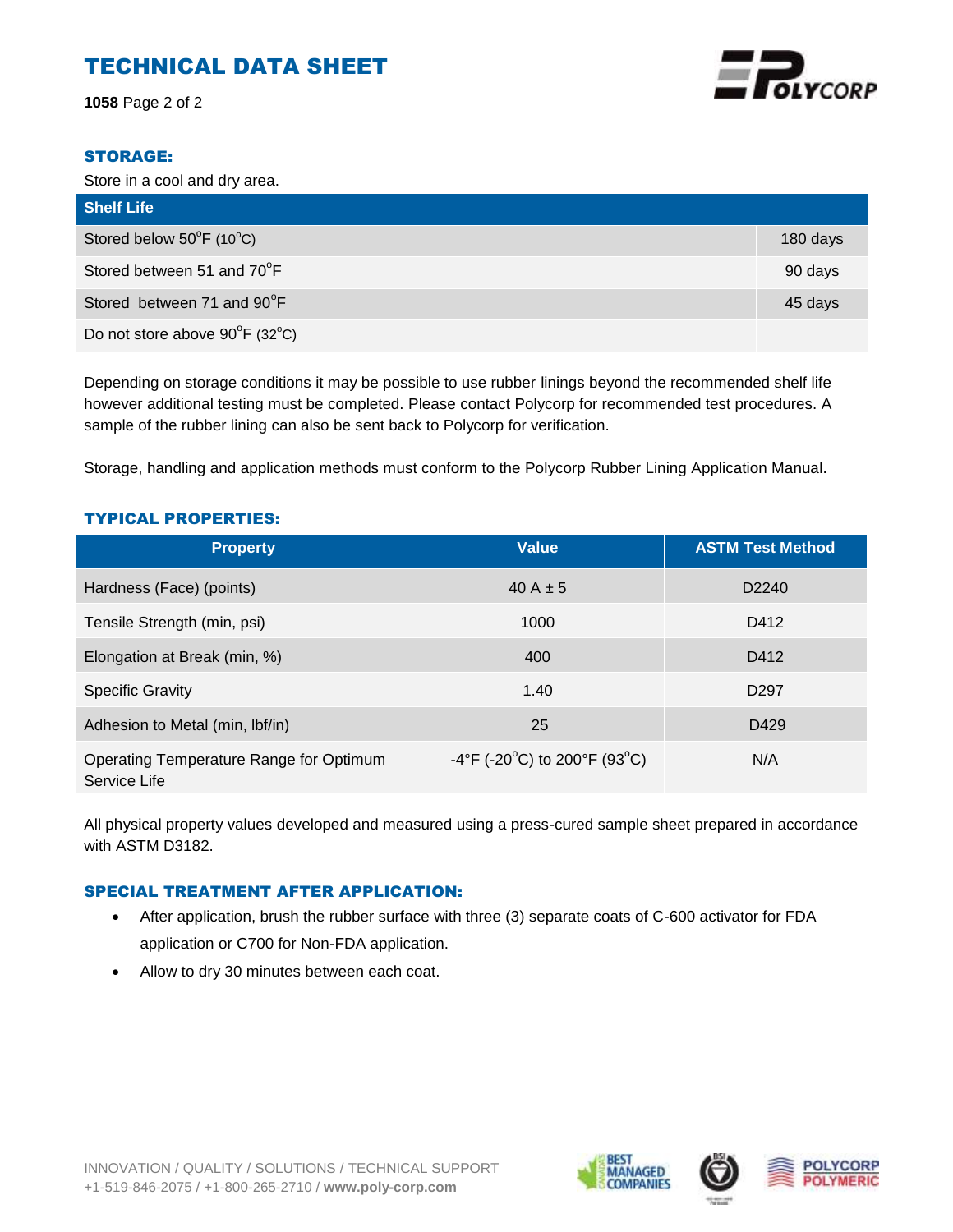## STORAGE:

Store in a cool and dry area.

| Shelf Life | |
|---|---|
| Stored below 50°F (10°C) | 180 days |
| Stored between 51 and 70°F | 90 days |
| Stored between 71 and 90°F | 45 days |
| Do not store above 90°F (32°C) | |

Depending on storage conditions it may be possible to use rubber linings beyond the recommended shelf life however additional testing must be completed. Please contact Polycorp for recommended test procedures. A sample of the rubber lining can also be sent back to Polycorp for verification.

Storage, handling and application methods must conform to the Polycorp Rubber Lining Application Manual.

## TYPICAL PROPERTIES:

| Property | Value | ASTM Test Method |
|---|---|---|
| Hardness (Face) (points) | 40 A ± 5 | D2240 |
| Tensile Strength (min, psi) | 1000 | D412 |
| Elongation at Break (min, %) | 400 | D412 |
| Specific Gravity | 1.40 | D297 |
| Adhesion to Metal (min, lbf/in) | 25 | D429 |
| Operating Temperature Range for Optimum Service Life | -4°F (-20°C) to 200°F (93°C) | N/A |

All physical property values developed and measured using a press-cured sample sheet prepared in accordance with ASTM D3182.

## SPECIAL TREATMENT AFTER APPLICATION:

- After application, brush the rubber surface with three (3) separate coats of C-600 activator for FDA application or C700 for Non-FDA application.
- Allow to dry 30 minutes between each coat.